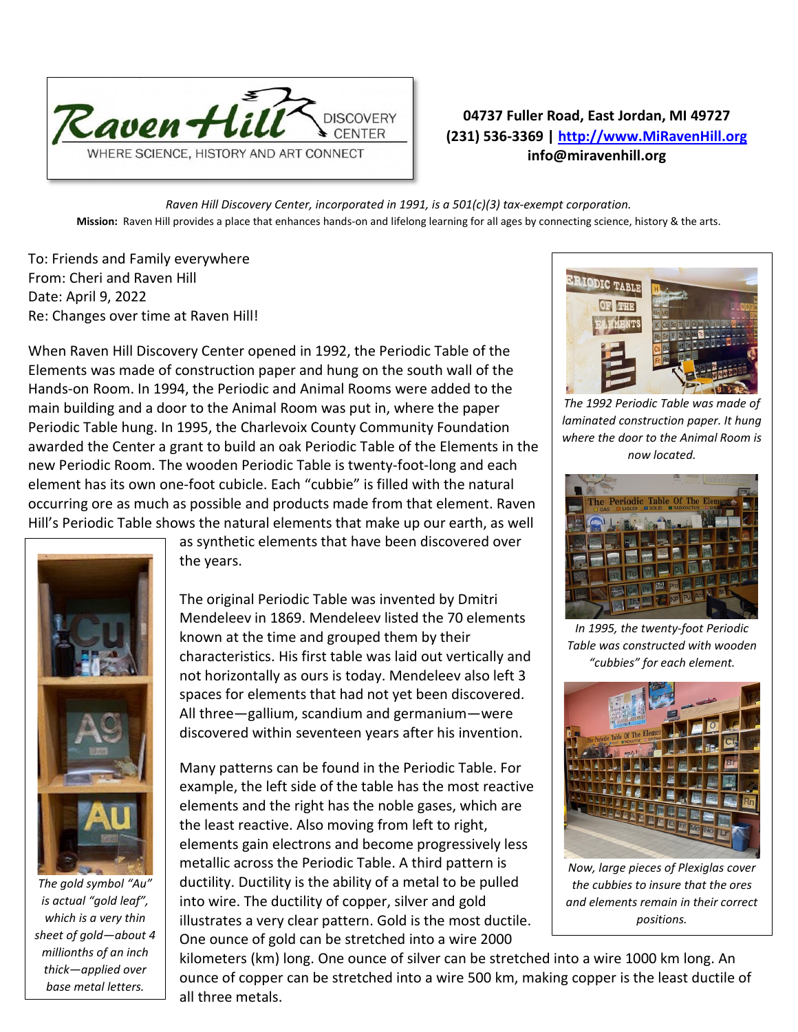Raven Hill DISCOVERY CENTER
WHERE SCIENCE, HISTORY AND ART CONNECT

**04737 Fuller Road, East Jordan, MI 49727**
**(231) 536-3369 | http://www.MiRavenHill.org**
**info@miravenhill.org**

*Raven Hill Discovery Center, incorporated in 1991, is a 501(c)(3) tax-exempt corporation.*

**Mission:** Raven Hill provides a place that enhances hands-on and lifelong learning for all ages by connecting science, history & the arts.

To: Friends and Family everywhere
From: Cheri and Raven Hill
Date: April 9, 2022
Re: Changes over time at Raven Hill!

When Raven Hill Discovery Center opened in 1992, the Periodic Table of the Elements was made of construction paper and hung on the south wall of the Hands-on Room. In 1994, the Periodic and Animal Rooms were added to the main building and a door to the Animal Room was put in, where the paper Periodic Table hung. In 1995, the Charlevoix County Community Foundation awarded the Center a grant to build an oak Periodic Table of the Elements in the new Periodic Room. The wooden Periodic Table is twenty-foot-long and each element has its own one-foot cubicle. Each "cubbie" is filled with the natural occurring ore as much as possible and products made from that element. Raven Hill's Periodic Table shows the natural elements that make up our earth, as well as synthetic elements that have been discovered over the years.

The original Periodic Table was invented by Dmitri Mendeleev in 1869. Mendeleev listed the 70 elements known at the time and grouped them by their characteristics. His first table was laid out vertically and not horizontally as ours is today. Mendeleev also left 3 spaces for elements that had not yet been discovered. All three—gallium, scandium and germanium—were discovered within seventeen years after his invention.

Many patterns can be found in the Periodic Table. For example, the left side of the table has the most reactive elements and the right has the noble gases, which are the least reactive. Also moving from left to right, elements gain electrons and become progressively less metallic across the Periodic Table. A third pattern is ductility. Ductility is the ability of a metal to be pulled into wire. The ductility of copper, silver and gold illustrates a very clear pattern. Gold is the most ductile. One ounce of gold can be stretched into a wire 2000 kilometers (km) long. One ounce of silver can be stretched into a wire 1000 km long. An ounce of copper can be stretched into a wire 500 km, making copper is the least ductile of all three metals.

*The 1992 Periodic Table was made of laminated construction paper. It hung where the door to the Animal Room is now located.*

*In 1995, the twenty-foot Periodic Table was constructed with wooden "cubbies" for each element.*

*Now, large pieces of Plexiglas cover the cubbies to insure that the ores and elements remain in their correct positions.*

*The gold symbol "Au" is actual "gold leaf", which is a very thin sheet of gold—about 4 millionths of an inch thick—applied over base metal letters.*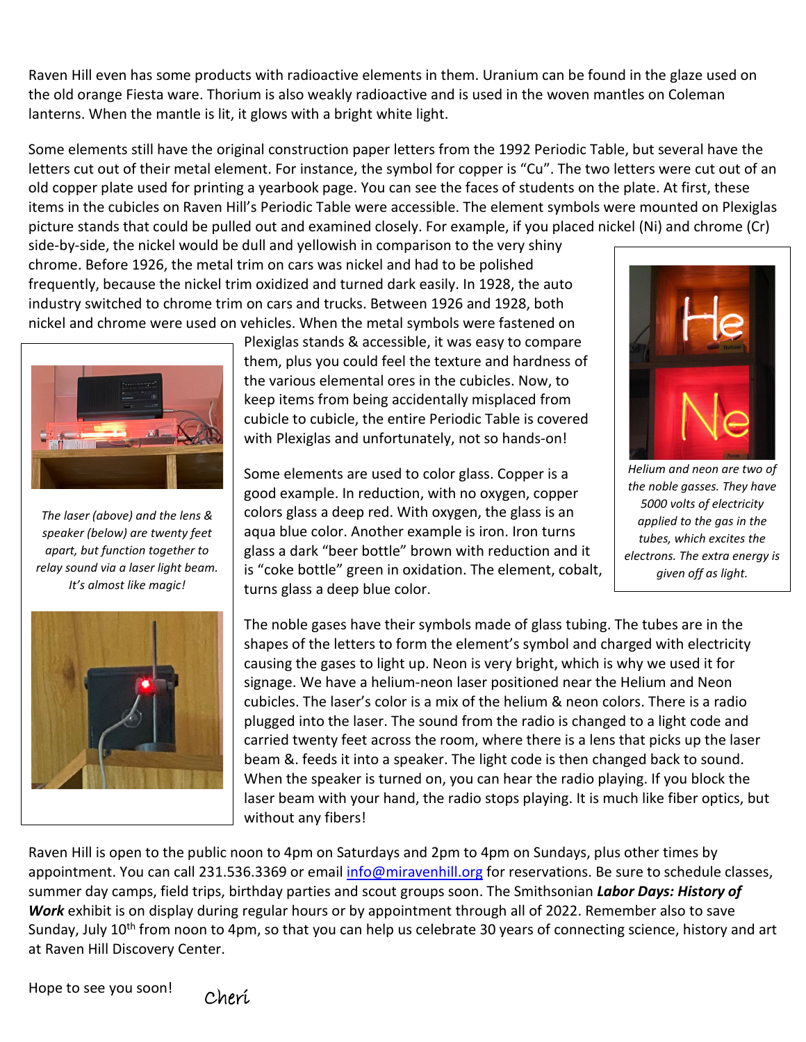Raven Hill even has some products with radioactive elements in them. Uranium can be found in the glaze used on the old orange Fiesta ware. Thorium is also weakly radioactive and is used in the woven mantles on Coleman lanterns. When the mantle is lit, it glows with a bright white light.

Some elements still have the original construction paper letters from the 1992 Periodic Table, but several have the letters cut out of their metal element. For instance, the symbol for copper is "Cu". The two letters were cut out of an old copper plate used for printing a yearbook page. You can see the faces of students on the plate. At first, these items in the cubicles on Raven Hill's Periodic Table were accessible. The element symbols were mounted on Plexiglas picture stands that could be pulled out and examined closely. For example, if you placed nickel (Ni) and chrome (Cr) side-by-side, the nickel would be dull and yellowish in comparison to the very shiny chrome. Before 1926, the metal trim on cars was nickel and had to be polished frequently, because the nickel trim oxidized and turned dark easily. In 1928, the auto industry switched to chrome trim on cars and trucks. Between 1926 and 1928, both nickel and chrome were used on vehicles. When the metal symbols were fastened on Plexiglas stands & accessible, it was easy to compare them, plus you could feel the texture and hardness of the various elemental ores in the cubicles. Now, to keep items from being accidentally misplaced from cubicle to cubicle, the entire Periodic Table is covered with Plexiglas and unfortunately, not so hands-on!

*Helium and neon are two of the noble gasses. They have 5000 volts of electricity applied to the gas in the tubes, which excites the electrons. The extra energy is given off as light.*

*The laser (above) and the lens & speaker (below) are twenty feet apart, but function together to relay sound via a laser light beam. It's almost like magic!*

Some elements are used to color glass. Copper is a good example. In reduction, with no oxygen, copper colors glass a deep red. With oxygen, the glass is an aqua blue color. Another example is iron. Iron turns glass a dark "beer bottle" brown with reduction and it is "coke bottle" green in oxidation. The element, cobalt, turns glass a deep blue color.

The noble gases have their symbols made of glass tubing. The tubes are in the shapes of the letters to form the element's symbol and charged with electricity causing the gases to light up. Neon is very bright, which is why we used it for signage. We have a helium-neon laser positioned near the Helium and Neon cubicles. The laser's color is a mix of the helium & neon colors. There is a radio plugged into the laser. The sound from the radio is changed to a light code and carried twenty feet across the room, where there is a lens that picks up the laser beam &. feeds it into a speaker. The light code is then changed back to sound. When the speaker is turned on, you can hear the radio playing. If you block the laser beam with your hand, the radio stops playing. It is much like fiber optics, but without any fibers!

Raven Hill is open to the public noon to 4pm on Saturdays and 2pm to 4pm on Sundays, plus other times by appointment. You can call 231.536.3369 or email info@miravenhill.org for reservations. Be sure to schedule classes, summer day camps, field trips, birthday parties and scout groups soon. The Smithsonian ***Labor Days: History of Work*** exhibit is on display during regular hours or by appointment through all of 2022. Remember also to save Sunday, July 10th from noon to 4pm, so that you can help us celebrate 30 years of connecting science, history and art at Raven Hill Discovery Center.

Hope to see you soon! Cheri